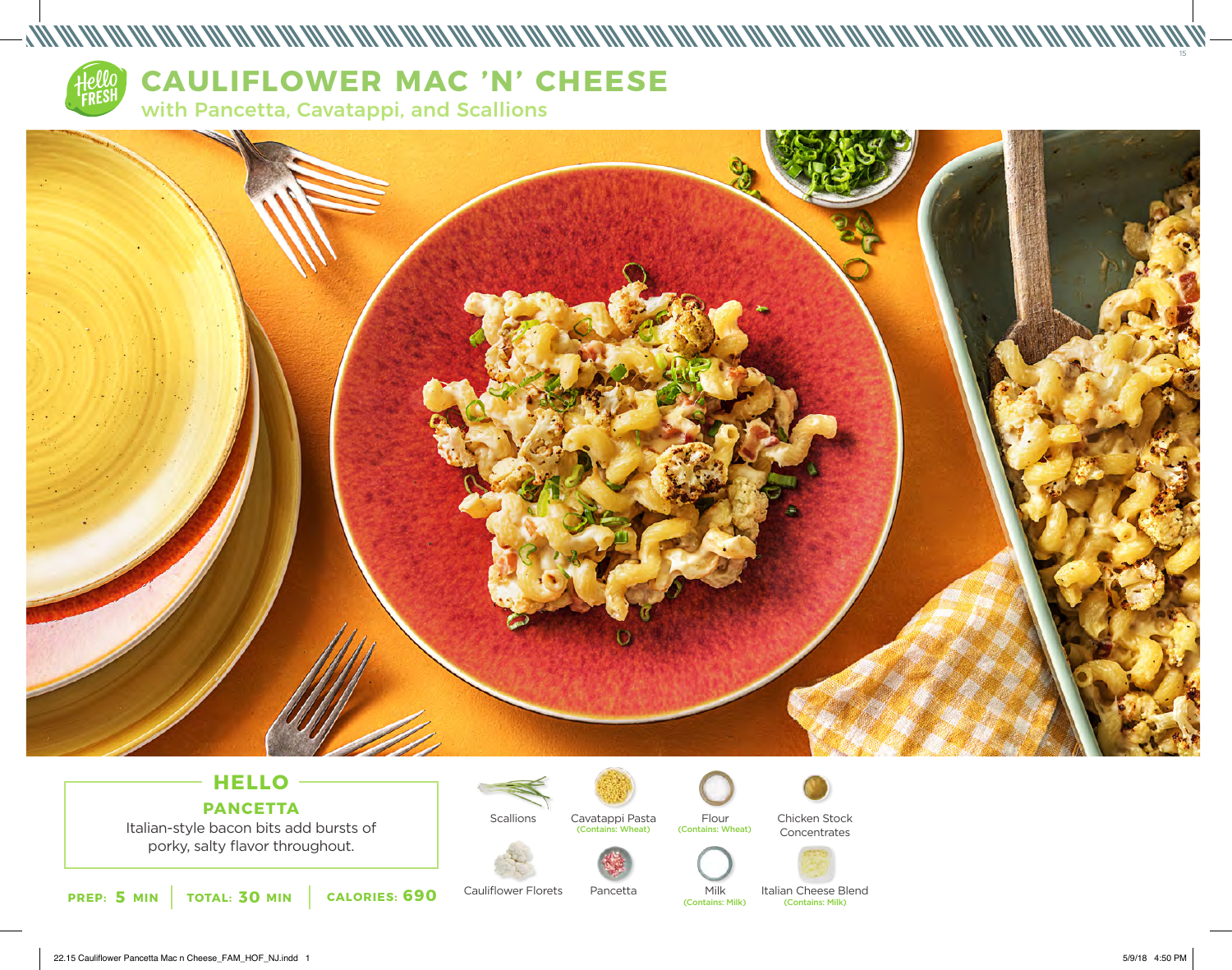# CAULIFLOWER MAC 'N' CHEESE

## with Pancetta, Cavatappi, and Scallions

### HELLO

**PANCETTA**

Italian-style bacon bits add bursts of porky, salty flavor throughout.

**PREP: 5 MIN** | **TOTAL: 30 MIN** | **CALORIES: 690**

- Scallions
- Cavatappi Pasta (Contains: Wheat)
- Flour (Contains: Wheat)
- Chicken Stock Concentrates
- Cauliflower Florets
- Pancetta
- Milk (Contains: Milk)
- Italian Cheese Blend (Contains: Milk)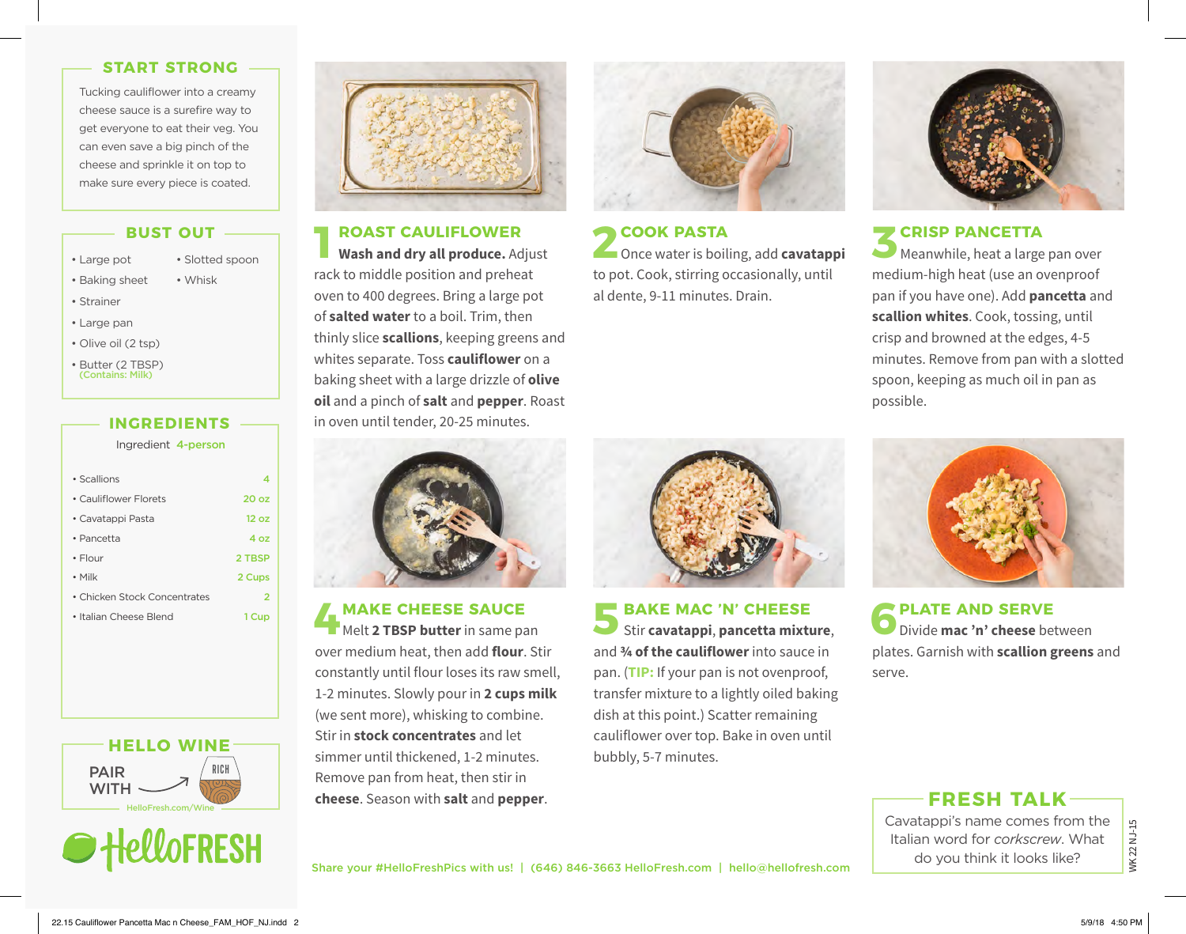## START STRONG

Tucking cauliflower into a creamy cheese sauce is a surefire way to get everyone to eat their veg. You can even save a big pinch of the cheese and sprinkle it on top to make sure every piece is coated.

## BUST OUT

- Large pot
- Slotted spoon
- Baking sheet
- Whisk
- Strainer
- Large pan
- Olive oil (2 tsp)
- Butter (2 TBSP) (Contains: Milk)

## INGREDIENTS

| Ingredient | 4-person |
|---|---|
| Scallions | 4 |
| Cauliflower Florets | 20 oz |
| Cavatappi Pasta | 12 oz |
| Pancetta | 4 oz |
| Flour | 2 TBSP |
| Milk | 2 Cups |
| Chicken Stock Concentrates | 2 |
| Italian Cheese Blend | 1 Cup |

## HELLO WINE

PAIR WITH → RICH

HelloFresh.com/Wine

HelloFRESH

### 1 ROAST CAULIFLOWER

**Wash and dry all produce.** Adjust rack to middle position and preheat oven to 400 degrees. Bring a large pot of **salted water** to a boil. Trim, then thinly slice **scallions**, keeping greens and whites separate. Toss **cauliflower** on a baking sheet with a large drizzle of **olive oil** and a pinch of **salt** and **pepper**. Roast in oven until tender, 20-25 minutes.

### 2 COOK PASTA

Once water is boiling, add **cavatappi** to pot. Cook, stirring occasionally, until al dente, 9-11 minutes. Drain.

### 3 CRISP PANCETTA

Meanwhile, heat a large pan over medium-high heat (use an ovenproof pan if you have one). Add **pancetta** and **scallion whites**. Cook, tossing, until crisp and browned at the edges, 4-5 minutes. Remove from pan with a slotted spoon, keeping as much oil in pan as possible.

### 4 MAKE CHEESE SAUCE

Melt **2 TBSP butter** in same pan over medium heat, then add **flour**. Stir constantly until flour loses its raw smell, 1-2 minutes. Slowly pour in **2 cups milk** (we sent more), whisking to combine. Stir in **stock concentrates** and let simmer until thickened, 1-2 minutes. Remove pan from heat, then stir in **cheese**. Season with **salt** and **pepper**.

### 5 BAKE MAC 'N' CHEESE

Stir **cavatappi**, **pancetta mixture**, and **¾ of the cauliflower** into sauce in pan. (**TIP:** If your pan is not ovenproof, transfer mixture to a lightly oiled baking dish at this point.) Scatter remaining cauliflower over top. Bake in oven until bubbly, 5-7 minutes.

### 6 PLATE AND SERVE

Divide **mac 'n' cheese** between plates. Garnish with **scallion greens** and serve.

## FRESH TALK

Cavatappi's name comes from the Italian word for *corkscrew*. What do you think it looks like?

Share your #HelloFreshPics with us! | (646) 846-3663 HelloFresh.com | hello@hellofresh.com

WK 22 NJ-15